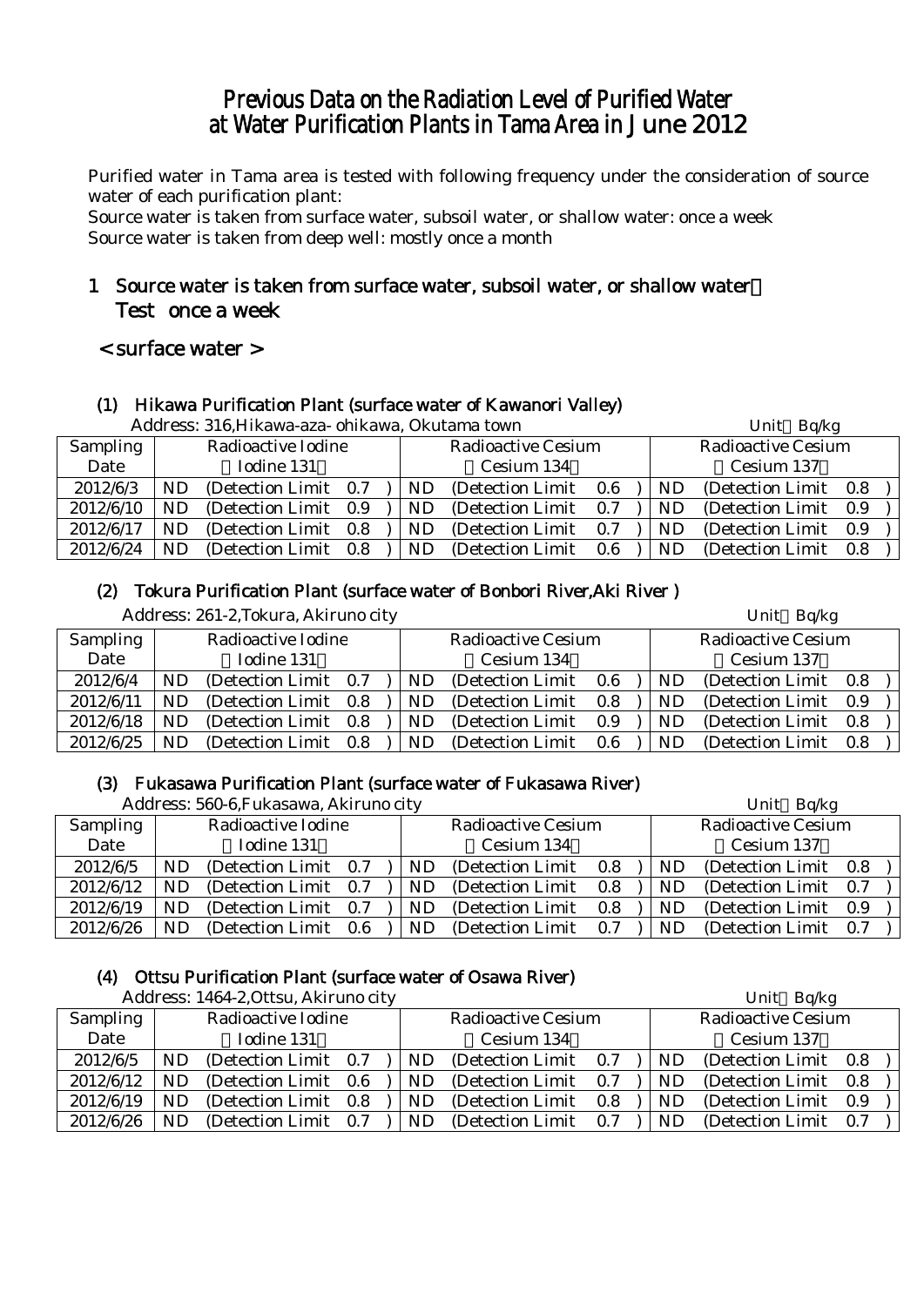# Previous Data on the Radiation Level of Purified Water at Water Purification Plants in Tama Area in June 2012

Purified water in Tama area is tested with following frequency under the consideration of source water of each purification plant:

Source water is taken from surface water, subsoil water, or shallow water: once a week

Source water is taken from deep well: mostly once a month

## 1 Source water is taken from surface water, subsoil water, or shallow water Test once a week

### < surface water >

#### (1) Hikawa Purification Plant (surface water of Kawanori Valley)

Address: 316,Hikawa-aza- ohikawa, Okutama town　　Unit Bq/kg

| Sampling Date | Radioactive Iodine (Iodine 131) | Radioactive Cesium (Cesium 134) | Radioactive Cesium (Cesium 137) |
|---|---|---|---|
| 2012/6/3 | ND (Detection Limit 0.7) | ND (Detection Limit 0.6) | ND (Detection Limit 0.8) |
| 2012/6/10 | ND (Detection Limit 0.9) | ND (Detection Limit 0.7) | ND (Detection Limit 0.9) |
| 2012/6/17 | ND (Detection Limit 0.8) | ND (Detection Limit 0.7) | ND (Detection Limit 0.9) |
| 2012/6/24 | ND (Detection Limit 0.8) | ND (Detection Limit 0.6) | ND (Detection Limit 0.8) |

#### (2) Tokura Purification Plant (surface water of Bonbori River,Aki River )

Address: 261-2,Tokura, Akiruno city　　Unit Bq/kg

| Sampling Date | Radioactive Iodine (Iodine 131) | Radioactive Cesium (Cesium 134) | Radioactive Cesium (Cesium 137) |
|---|---|---|---|
| 2012/6/4 | ND (Detection Limit 0.7) | ND (Detection Limit 0.6) | ND (Detection Limit 0.8) |
| 2012/6/11 | ND (Detection Limit 0.8) | ND (Detection Limit 0.8) | ND (Detection Limit 0.9) |
| 2012/6/18 | ND (Detection Limit 0.8) | ND (Detection Limit 0.9) | ND (Detection Limit 0.8) |
| 2012/6/25 | ND (Detection Limit 0.8) | ND (Detection Limit 0.6) | ND (Detection Limit 0.8) |

#### (3) Fukasawa Purification Plant (surface water of Fukasawa River)

Address: 560-6,Fukasawa, Akiruno city　　Unit Bq/kg

| Sampling Date | Radioactive Iodine (Iodine 131) | Radioactive Cesium (Cesium 134) | Radioactive Cesium (Cesium 137) |
|---|---|---|---|
| 2012/6/5 | ND (Detection Limit 0.7) | ND (Detection Limit 0.8) | ND (Detection Limit 0.8) |
| 2012/6/12 | ND (Detection Limit 0.7) | ND (Detection Limit 0.8) | ND (Detection Limit 0.7) |
| 2012/6/19 | ND (Detection Limit 0.7) | ND (Detection Limit 0.8) | ND (Detection Limit 0.9) |
| 2012/6/26 | ND (Detection Limit 0.6) | ND (Detection Limit 0.7) | ND (Detection Limit 0.7) |

#### (4) Ottsu Purification Plant (surface water of Osawa River)

Address: 1464-2,Ottsu, Akiruno city　　Unit Bq/kg

| Sampling Date | Radioactive Iodine (Iodine 131) | Radioactive Cesium (Cesium 134) | Radioactive Cesium (Cesium 137) |
|---|---|---|---|
| 2012/6/5 | ND (Detection Limit 0.7) | ND (Detection Limit 0.7) | ND (Detection Limit 0.8) |
| 2012/6/12 | ND (Detection Limit 0.6) | ND (Detection Limit 0.7) | ND (Detection Limit 0.8) |
| 2012/6/19 | ND (Detection Limit 0.8) | ND (Detection Limit 0.8) | ND (Detection Limit 0.9) |
| 2012/6/26 | ND (Detection Limit 0.7) | ND (Detection Limit 0.7) | ND (Detection Limit 0.7) |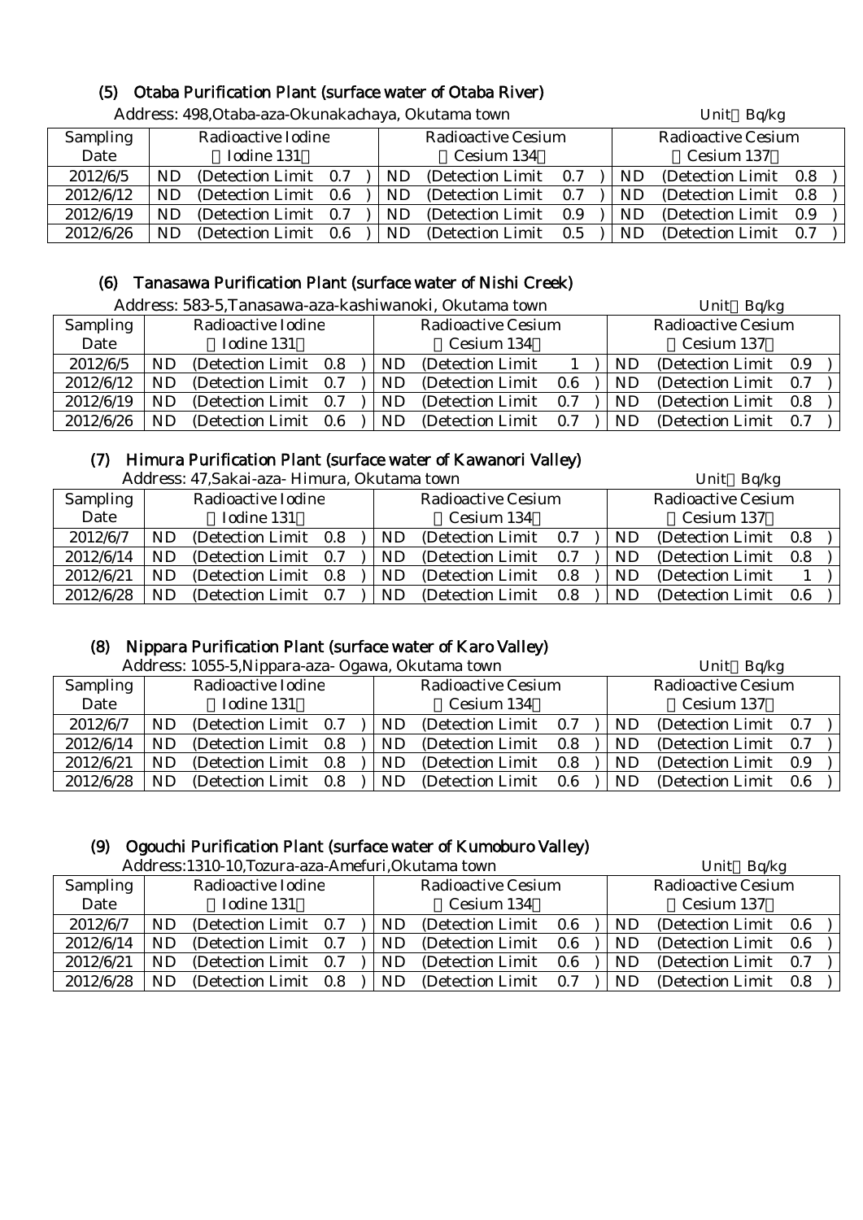## (5) Otaba Purification Plant (surface water of Otaba River)

Address: 498,Otaba-aza-Okunakachaya, Okutama town　　Unit：Bq/kg

| Sampling Date | Radioactive Iodine (Iodine 131) | Radioactive Cesium (Cesium 134) | Radioactive Cesium (Cesium 137) |
|---|---|---|---|
| 2012/6/5 | ND (Detection Limit 0.7) | ND (Detection Limit 0.7) | ND (Detection Limit 0.8) |
| 2012/6/12 | ND (Detection Limit 0.6) | ND (Detection Limit 0.7) | ND (Detection Limit 0.8) |
| 2012/6/19 | ND (Detection Limit 0.7) | ND (Detection Limit 0.9) | ND (Detection Limit 0.9) |
| 2012/6/26 | ND (Detection Limit 0.6) | ND (Detection Limit 0.5) | ND (Detection Limit 0.7) |

## (6) Tanasawa Purification Plant (surface water of Nishi Creek)

Address: 583-5,Tanasawa-aza-kashiwanoki, Okutama town　　Unit：Bq/kg

| Sampling Date | Radioactive Iodine (Iodine 131) | Radioactive Cesium (Cesium 134) | Radioactive Cesium (Cesium 137) |
|---|---|---|---|
| 2012/6/5 | ND (Detection Limit 0.8) | ND (Detection Limit 1) | ND (Detection Limit 0.9) |
| 2012/6/12 | ND (Detection Limit 0.7) | ND (Detection Limit 0.6) | ND (Detection Limit 0.7) |
| 2012/6/19 | ND (Detection Limit 0.7) | ND (Detection Limit 0.7) | ND (Detection Limit 0.8) |
| 2012/6/26 | ND (Detection Limit 0.6) | ND (Detection Limit 0.7) | ND (Detection Limit 0.7) |

## (7) Himura Purification Plant (surface water of Kawanori Valley)

Address: 47,Sakai-aza- Himura, Okutama town　　Unit：Bq/kg

| Sampling Date | Radioactive Iodine (Iodine 131) | Radioactive Cesium (Cesium 134) | Radioactive Cesium (Cesium 137) |
|---|---|---|---|
| 2012/6/7 | ND (Detection Limit 0.8) | ND (Detection Limit 0.7) | ND (Detection Limit 0.8) |
| 2012/6/14 | ND (Detection Limit 0.7) | ND (Detection Limit 0.7) | ND (Detection Limit 0.8) |
| 2012/6/21 | ND (Detection Limit 0.8) | ND (Detection Limit 0.8) | ND (Detection Limit 1) |
| 2012/6/28 | ND (Detection Limit 0.7) | ND (Detection Limit 0.8) | ND (Detection Limit 0.6) |

## (8) Nippara Purification Plant (surface water of Karo Valley)

Address: 1055-5,Nippara-aza- Ogawa, Okutama town　　Unit：Bq/kg

| Sampling Date | Radioactive Iodine (Iodine 131) | Radioactive Cesium (Cesium 134) | Radioactive Cesium (Cesium 137) |
|---|---|---|---|
| 2012/6/7 | ND (Detection Limit 0.7) | ND (Detection Limit 0.7) | ND (Detection Limit 0.7) |
| 2012/6/14 | ND (Detection Limit 0.8) | ND (Detection Limit 0.8) | ND (Detection Limit 0.7) |
| 2012/6/21 | ND (Detection Limit 0.8) | ND (Detection Limit 0.8) | ND (Detection Limit 0.9) |
| 2012/6/28 | ND (Detection Limit 0.8) | ND (Detection Limit 0.6) | ND (Detection Limit 0.6) |

## (9) Ogouchi Purification Plant (surface water of Kumoburo Valley)

Address:1310-10,Tozura-aza-Amefuri,Okutama town　　Unit：Bq/kg

| Sampling Date | Radioactive Iodine (Iodine 131) | Radioactive Cesium (Cesium 134) | Radioactive Cesium (Cesium 137) |
|---|---|---|---|
| 2012/6/7 | ND (Detection Limit 0.7) | ND (Detection Limit 0.6) | ND (Detection Limit 0.6) |
| 2012/6/14 | ND (Detection Limit 0.7) | ND (Detection Limit 0.6) | ND (Detection Limit 0.6) |
| 2012/6/21 | ND (Detection Limit 0.7) | ND (Detection Limit 0.6) | ND (Detection Limit 0.7) |
| 2012/6/28 | ND (Detection Limit 0.8) | ND (Detection Limit 0.7) | ND (Detection Limit 0.8) |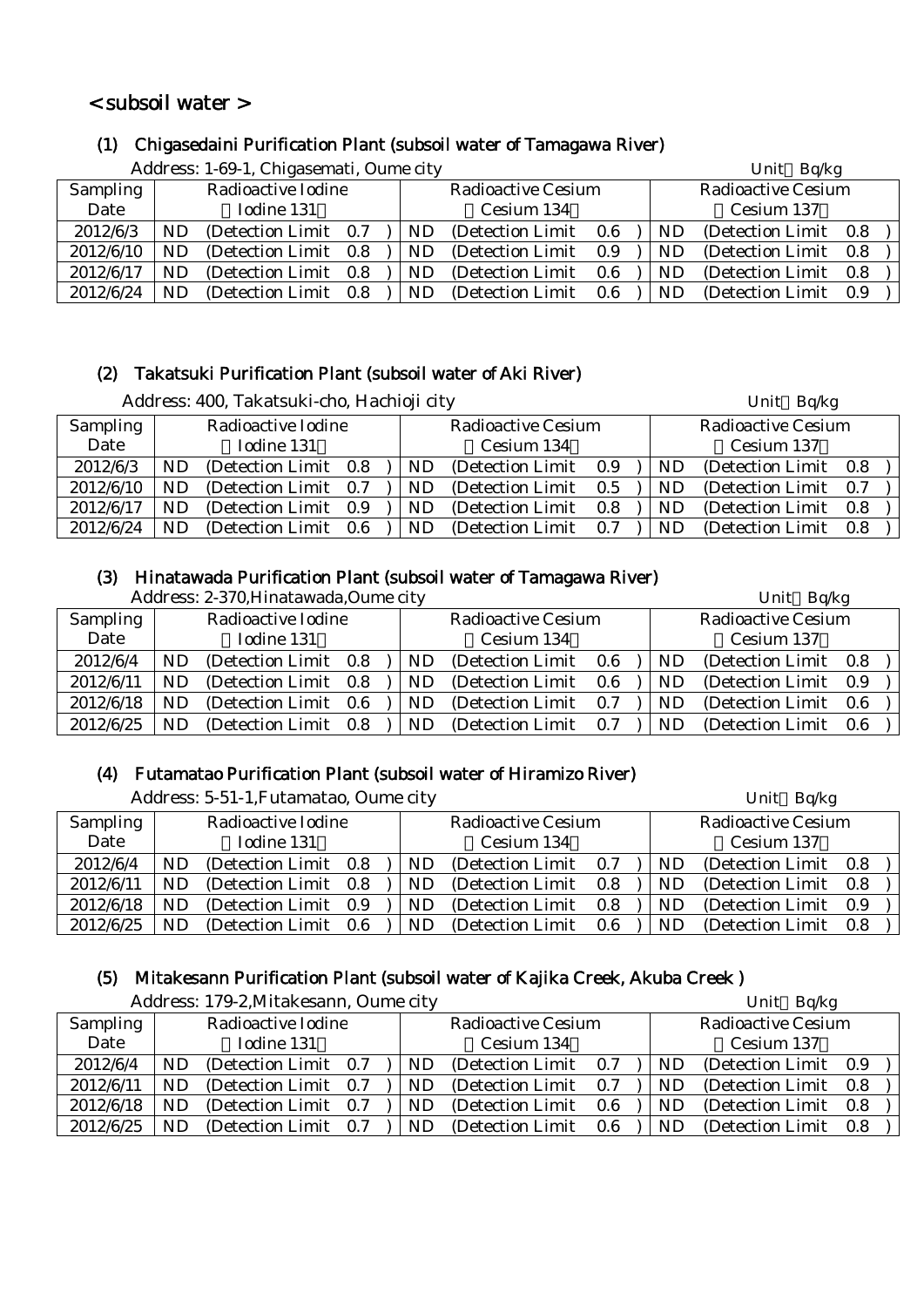## < subsoil water >

### (1) Chigasedaini Purification Plant (subsoil water of Tamagawa River)

Address: 1-69-1, Chigasemati, Oume city　　Unit：Bq/kg

| Sampling Date | Radioactive Iodine（Iodine 131） | Radioactive Cesium（Cesium 134） | Radioactive Cesium（Cesium 137） |
|---|---|---|---|
| 2012/6/3 | ND (Detection Limit 0.7) | ND (Detection Limit 0.6) | ND (Detection Limit 0.8) |
| 2012/6/10 | ND (Detection Limit 0.8) | ND (Detection Limit 0.9) | ND (Detection Limit 0.8) |
| 2012/6/17 | ND (Detection Limit 0.8) | ND (Detection Limit 0.6) | ND (Detection Limit 0.8) |
| 2012/6/24 | ND (Detection Limit 0.8) | ND (Detection Limit 0.6) | ND (Detection Limit 0.9) |

### (2) Takatsuki Purification Plant (subsoil water of Aki River)

Address: 400, Takatsuki-cho, Hachioji city　　Unit：Bq/kg

| Sampling Date | Radioactive Iodine（Iodine 131） | Radioactive Cesium（Cesium 134） | Radioactive Cesium（Cesium 137） |
|---|---|---|---|
| 2012/6/3 | ND (Detection Limit 0.8) | ND (Detection Limit 0.9) | ND (Detection Limit 0.8) |
| 2012/6/10 | ND (Detection Limit 0.7) | ND (Detection Limit 0.5) | ND (Detection Limit 0.7) |
| 2012/6/17 | ND (Detection Limit 0.9) | ND (Detection Limit 0.8) | ND (Detection Limit 0.8) |
| 2012/6/24 | ND (Detection Limit 0.6) | ND (Detection Limit 0.7) | ND (Detection Limit 0.8) |

### (3) Hinatawada Purification Plant (subsoil water of Tamagawa River)

Address: 2-370,Hinatawada,Oume city　　Unit：Bq/kg

| Sampling Date | Radioactive Iodine（Iodine 131） | Radioactive Cesium（Cesium 134） | Radioactive Cesium（Cesium 137） |
|---|---|---|---|
| 2012/6/4 | ND (Detection Limit 0.8) | ND (Detection Limit 0.6) | ND (Detection Limit 0.8) |
| 2012/6/11 | ND (Detection Limit 0.8) | ND (Detection Limit 0.6) | ND (Detection Limit 0.9) |
| 2012/6/18 | ND (Detection Limit 0.6) | ND (Detection Limit 0.7) | ND (Detection Limit 0.6) |
| 2012/6/25 | ND (Detection Limit 0.8) | ND (Detection Limit 0.7) | ND (Detection Limit 0.6) |

### (4) Futamatao Purification Plant (subsoil water of Hiramizo River)

Address: 5-51-1,Futamatao, Oume city　　Unit：Bq/kg

| Sampling Date | Radioactive Iodine（Iodine 131） | Radioactive Cesium（Cesium 134） | Radioactive Cesium（Cesium 137） |
|---|---|---|---|
| 2012/6/4 | ND (Detection Limit 0.8) | ND (Detection Limit 0.7) | ND (Detection Limit 0.8) |
| 2012/6/11 | ND (Detection Limit 0.8) | ND (Detection Limit 0.8) | ND (Detection Limit 0.8) |
| 2012/6/18 | ND (Detection Limit 0.9) | ND (Detection Limit 0.8) | ND (Detection Limit 0.9) |
| 2012/6/25 | ND (Detection Limit 0.6) | ND (Detection Limit 0.6) | ND (Detection Limit 0.8) |

### (5) Mitakesann Purification Plant (subsoil water of Kajika Creek, Akuba Creek )

Address: 179-2,Mitakesann, Oume city　　Unit：Bq/kg

| Sampling Date | Radioactive Iodine（Iodine 131） | Radioactive Cesium（Cesium 134） | Radioactive Cesium（Cesium 137） |
|---|---|---|---|
| 2012/6/4 | ND (Detection Limit 0.7) | ND (Detection Limit 0.7) | ND (Detection Limit 0.9) |
| 2012/6/11 | ND (Detection Limit 0.7) | ND (Detection Limit 0.7) | ND (Detection Limit 0.8) |
| 2012/6/18 | ND (Detection Limit 0.7) | ND (Detection Limit 0.6) | ND (Detection Limit 0.8) |
| 2012/6/25 | ND (Detection Limit 0.7) | ND (Detection Limit 0.6) | ND (Detection Limit 0.8) |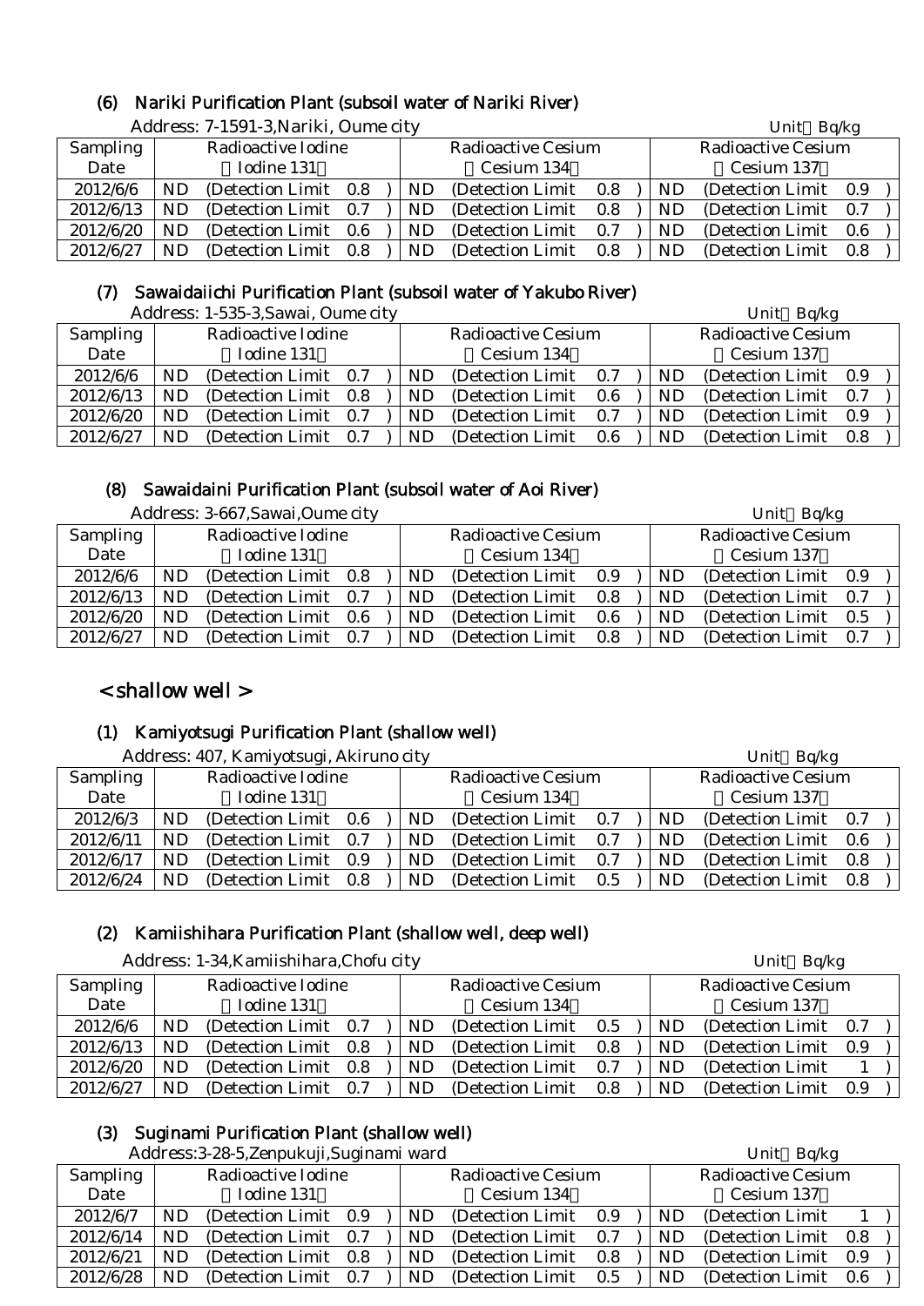### (6) Nariki Purification Plant (subsoil water of Nariki River)

Address: 7-1591-3,Nariki, Oume city

Unit Bq/kg

| Sampling Date | Radioactive Iodine (Iodine 131) | Radioactive Cesium (Cesium 134) | Radioactive Cesium (Cesium 137) |
|---|---|---|---|
| 2012/6/6 | ND (Detection Limit 0.8) | ND (Detection Limit 0.8) | ND (Detection Limit 0.9) |
| 2012/6/13 | ND (Detection Limit 0.7) | ND (Detection Limit 0.8) | ND (Detection Limit 0.7) |
| 2012/6/20 | ND (Detection Limit 0.6) | ND (Detection Limit 0.7) | ND (Detection Limit 0.6) |
| 2012/6/27 | ND (Detection Limit 0.8) | ND (Detection Limit 0.8) | ND (Detection Limit 0.8) |

### (7) Sawaidaiichi Purification Plant (subsoil water of Yakubo River)

Address: 1-535-3,Sawai, Oume city

Unit Bq/kg

| Sampling Date | Radioactive Iodine (Iodine 131) | Radioactive Cesium (Cesium 134) | Radioactive Cesium (Cesium 137) |
|---|---|---|---|
| 2012/6/6 | ND (Detection Limit 0.7) | ND (Detection Limit 0.7) | ND (Detection Limit 0.9) |
| 2012/6/13 | ND (Detection Limit 0.8) | ND (Detection Limit 0.6) | ND (Detection Limit 0.7) |
| 2012/6/20 | ND (Detection Limit 0.7) | ND (Detection Limit 0.7) | ND (Detection Limit 0.9) |
| 2012/6/27 | ND (Detection Limit 0.7) | ND (Detection Limit 0.6) | ND (Detection Limit 0.8) |

### (8) Sawaidaini Purification Plant (subsoil water of Aoi River)

Address: 3-667,Sawai,Oume city

Unit Bq/kg

| Sampling Date | Radioactive Iodine (Iodine 131) | Radioactive Cesium (Cesium 134) | Radioactive Cesium (Cesium 137) |
|---|---|---|---|
| 2012/6/6 | ND (Detection Limit 0.8) | ND (Detection Limit 0.9) | ND (Detection Limit 0.9) |
| 2012/6/13 | ND (Detection Limit 0.7) | ND (Detection Limit 0.8) | ND (Detection Limit 0.7) |
| 2012/6/20 | ND (Detection Limit 0.6) | ND (Detection Limit 0.6) | ND (Detection Limit 0.5) |
| 2012/6/27 | ND (Detection Limit 0.7) | ND (Detection Limit 0.8) | ND (Detection Limit 0.7) |

## < shallow well >

### (1) Kamiyotsugi Purification Plant (shallow well)

Address: 407, Kamiyotsugi, Akiruno city

Unit Bq/kg

| Sampling Date | Radioactive Iodine (Iodine 131) | Radioactive Cesium (Cesium 134) | Radioactive Cesium (Cesium 137) |
|---|---|---|---|
| 2012/6/3 | ND (Detection Limit 0.6) | ND (Detection Limit 0.7) | ND (Detection Limit 0.7) |
| 2012/6/11 | ND (Detection Limit 0.7) | ND (Detection Limit 0.7) | ND (Detection Limit 0.6) |
| 2012/6/17 | ND (Detection Limit 0.9) | ND (Detection Limit 0.7) | ND (Detection Limit 0.8) |
| 2012/6/24 | ND (Detection Limit 0.8) | ND (Detection Limit 0.5) | ND (Detection Limit 0.8) |

### (2) Kamiishihara Purification Plant (shallow well, deep well)

Address: 1-34,Kamiishihara,Chofu city

Unit Bq/kg

| Sampling Date | Radioactive Iodine (Iodine 131) | Radioactive Cesium (Cesium 134) | Radioactive Cesium (Cesium 137) |
|---|---|---|---|
| 2012/6/6 | ND (Detection Limit 0.7) | ND (Detection Limit 0.5) | ND (Detection Limit 0.7) |
| 2012/6/13 | ND (Detection Limit 0.8) | ND (Detection Limit 0.8) | ND (Detection Limit 0.9) |
| 2012/6/20 | ND (Detection Limit 0.8) | ND (Detection Limit 0.7) | ND (Detection Limit 1) |
| 2012/6/27 | ND (Detection Limit 0.7) | ND (Detection Limit 0.8) | ND (Detection Limit 0.9) |

### (3) Suginami Purification Plant (shallow well)

Address:3-28-5,Zenpukuji,Suginami ward

Unit Bq/kg

| Sampling Date | Radioactive Iodine (Iodine 131) | Radioactive Cesium (Cesium 134) | Radioactive Cesium (Cesium 137) |
|---|---|---|---|
| 2012/6/7 | ND (Detection Limit 0.9) | ND (Detection Limit 0.9) | ND (Detection Limit 1) |
| 2012/6/14 | ND (Detection Limit 0.7) | ND (Detection Limit 0.7) | ND (Detection Limit 0.8) |
| 2012/6/21 | ND (Detection Limit 0.8) | ND (Detection Limit 0.8) | ND (Detection Limit 0.9) |
| 2012/6/28 | ND (Detection Limit 0.7) | ND (Detection Limit 0.5) | ND (Detection Limit 0.6) |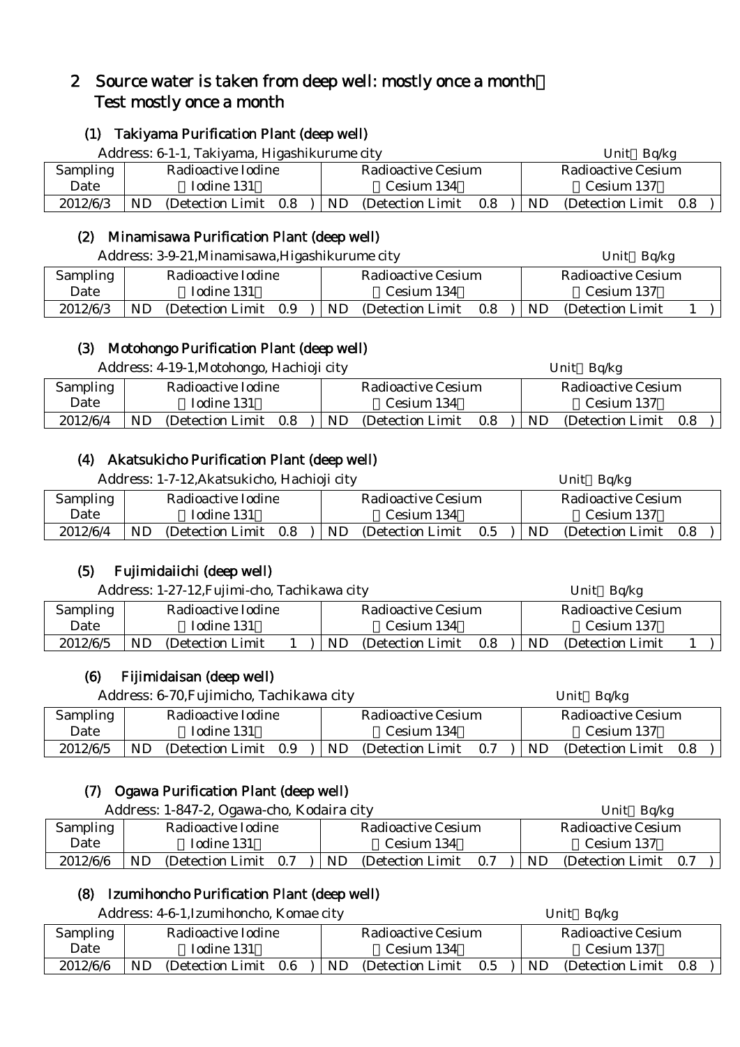## 2 Source water is taken from deep well: mostly once a month／Test mostly once a month

### (1) Takiyama Purification Plant (deep well)

Address: 6-1-1, Takiyama, Higashikurume city　　Unit：Bq/kg

| Sampling Date | Radioactive Iodine （Iodine 131） | Radioactive Cesium （Cesium 134） | Radioactive Cesium （Cesium 137） |
|---|---|---|---|
| 2012/6/3 | ND (Detection Limit 0.8 ) | ND (Detection Limit 0.8 ) | ND (Detection Limit 0.8 ) |

### (2) Minamisawa Purification Plant (deep well)

Address: 3-9-21,Minamisawa,Higashikurume city　　Unit：Bq/kg

| Sampling Date | Radioactive Iodine （Iodine 131） | Radioactive Cesium （Cesium 134） | Radioactive Cesium （Cesium 137） |
|---|---|---|---|
| 2012/6/3 | ND (Detection Limit 0.9 ) | ND (Detection Limit 0.8 ) | ND (Detection Limit 1 ) |

### (3) Motohongo Purification Plant (deep well)

Address: 4-19-1,Motohongo, Hachioji city　　Unit：Bq/kg

| Sampling Date | Radioactive Iodine （Iodine 131） | Radioactive Cesium （Cesium 134） | Radioactive Cesium （Cesium 137） |
|---|---|---|---|
| 2012/6/4 | ND (Detection Limit 0.8 ) | ND (Detection Limit 0.8 ) | ND (Detection Limit 0.8 ) |

### (4) Akatsukicho Purification Plant (deep well)

Address: 1-7-12,Akatsukicho, Hachioji city　　Unit：Bq/kg

| Sampling Date | Radioactive Iodine （Iodine 131） | Radioactive Cesium （Cesium 134） | Radioactive Cesium （Cesium 137） |
|---|---|---|---|
| 2012/6/4 | ND (Detection Limit 0.8 ) | ND (Detection Limit 0.5 ) | ND (Detection Limit 0.8 ) |

### (5) Fujimidaiichi (deep well)

Address: 1-27-12,Fujimi-cho, Tachikawa city　　Unit：Bq/kg

| Sampling Date | Radioactive Iodine （Iodine 131） | Radioactive Cesium （Cesium 134） | Radioactive Cesium （Cesium 137） |
|---|---|---|---|
| 2012/6/5 | ND (Detection Limit 1 ) | ND (Detection Limit 0.8 ) | ND (Detection Limit 1 ) |

### (6) Fijimidaisan (deep well)

Address: 6-70,Fujimicho, Tachikawa city　　Unit：Bq/kg

| Sampling Date | Radioactive Iodine （Iodine 131） | Radioactive Cesium （Cesium 134） | Radioactive Cesium （Cesium 137） |
|---|---|---|---|
| 2012/6/5 | ND (Detection Limit 0.9 ) | ND (Detection Limit 0.7 ) | ND (Detection Limit 0.8 ) |

### (7) Ogawa Purification Plant (deep well)

Address: 1-847-2, Ogawa-cho, Kodaira city　　Unit：Bq/kg

| Sampling Date | Radioactive Iodine （Iodine 131） | Radioactive Cesium （Cesium 134） | Radioactive Cesium （Cesium 137） |
|---|---|---|---|
| 2012/6/6 | ND (Detection Limit 0.7 ) | ND (Detection Limit 0.7 ) | ND (Detection Limit 0.7 ) |

### (8) Izumihoncho Purification Plant (deep well)

Address: 4-6-1,Izumihoncho, Komae city　　Unit：Bq/kg

| Sampling Date | Radioactive Iodine （Iodine 131） | Radioactive Cesium （Cesium 134） | Radioactive Cesium （Cesium 137） |
|---|---|---|---|
| 2012/6/6 | ND (Detection Limit 0.6 ) | ND (Detection Limit 0.5 ) | ND (Detection Limit 0.8 ) |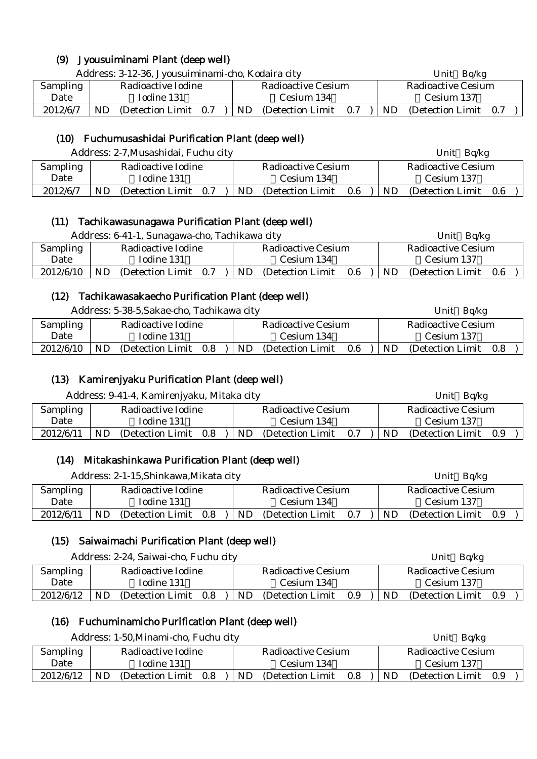## (9) Jyousuiminami Plant (deep well)

Address: 3-12-36, Jyousuiminami-cho, Kodaira city Unit：Bq/kg

| Sampling Date | Radioactive Iodine （Iodine 131） | Radioactive Cesium （Cesium 134） | Radioactive Cesium （Cesium 137） |
|---|---|---|---|
| 2012/6/7 | ND (Detection Limit 0.7 ) | ND (Detection Limit 0.7 ) | ND (Detection Limit 0.7 ) |

## (10) Fuchumusashidai Purification Plant (deep well)

Address: 2-7,Musashidai, Fuchu city Unit：Bq/kg

| Sampling Date | Radioactive Iodine （Iodine 131） | Radioactive Cesium （Cesium 134） | Radioactive Cesium （Cesium 137） |
|---|---|---|---|
| 2012/6/7 | ND (Detection Limit 0.7 ) | ND (Detection Limit 0.6 ) | ND (Detection Limit 0.6 ) |

## (11) Tachikawasunagawa Purification Plant (deep well)

Address: 6-41-1, Sunagawa-cho, Tachikawa city Unit：Bq/kg

| Sampling Date | Radioactive Iodine （Iodine 131） | Radioactive Cesium （Cesium 134） | Radioactive Cesium （Cesium 137） |
|---|---|---|---|
| 2012/6/10 | ND (Detection Limit 0.7 ) | ND (Detection Limit 0.6 ) | ND (Detection Limit 0.6 ) |

## (12) Tachikawasakaecho Purification Plant (deep well)

Address: 5-38-5,Sakae-cho, Tachikawa city Unit：Bq/kg

| Sampling Date | Radioactive Iodine （Iodine 131） | Radioactive Cesium （Cesium 134） | Radioactive Cesium （Cesium 137） |
|---|---|---|---|
| 2012/6/10 | ND (Detection Limit 0.8 ) | ND (Detection Limit 0.6 ) | ND (Detection Limit 0.8 ) |

## (13) Kamirenjyaku Purification Plant (deep well)

Address: 9-41-4, Kamirenjyaku, Mitaka city Unit：Bq/kg

| Sampling Date | Radioactive Iodine （Iodine 131） | Radioactive Cesium （Cesium 134） | Radioactive Cesium （Cesium 137） |
|---|---|---|---|
| 2012/6/11 | ND (Detection Limit 0.8 ) | ND (Detection Limit 0.7 ) | ND (Detection Limit 0.9 ) |

## (14) Mitakashinkawa Purification Plant (deep well)

Address: 2-1-15,Shinkawa,Mikata city Unit：Bq/kg

| Sampling Date | Radioactive Iodine （Iodine 131） | Radioactive Cesium （Cesium 134） | Radioactive Cesium （Cesium 137） |
|---|---|---|---|
| 2012/6/11 | ND (Detection Limit 0.8 ) | ND (Detection Limit 0.7 ) | ND (Detection Limit 0.9 ) |

## (15) Saiwaimachi Purification Plant (deep well)

Address: 2-24, Saiwai-cho, Fuchu city Unit：Bq/kg

| Sampling Date | Radioactive Iodine （Iodine 131） | Radioactive Cesium （Cesium 134） | Radioactive Cesium （Cesium 137） |
|---|---|---|---|
| 2012/6/12 | ND (Detection Limit 0.8 ) | ND (Detection Limit 0.9 ) | ND (Detection Limit 0.9 ) |

## (16) Fuchuminamicho Purification Plant (deep well)

Address: 1-50,Minami-cho, Fuchu city Unit：Bq/kg

| Sampling Date | Radioactive Iodine （Iodine 131） | Radioactive Cesium （Cesium 134） | Radioactive Cesium （Cesium 137） |
|---|---|---|---|
| 2012/6/12 | ND (Detection Limit 0.8 ) | ND (Detection Limit 0.8 ) | ND (Detection Limit 0.9 ) |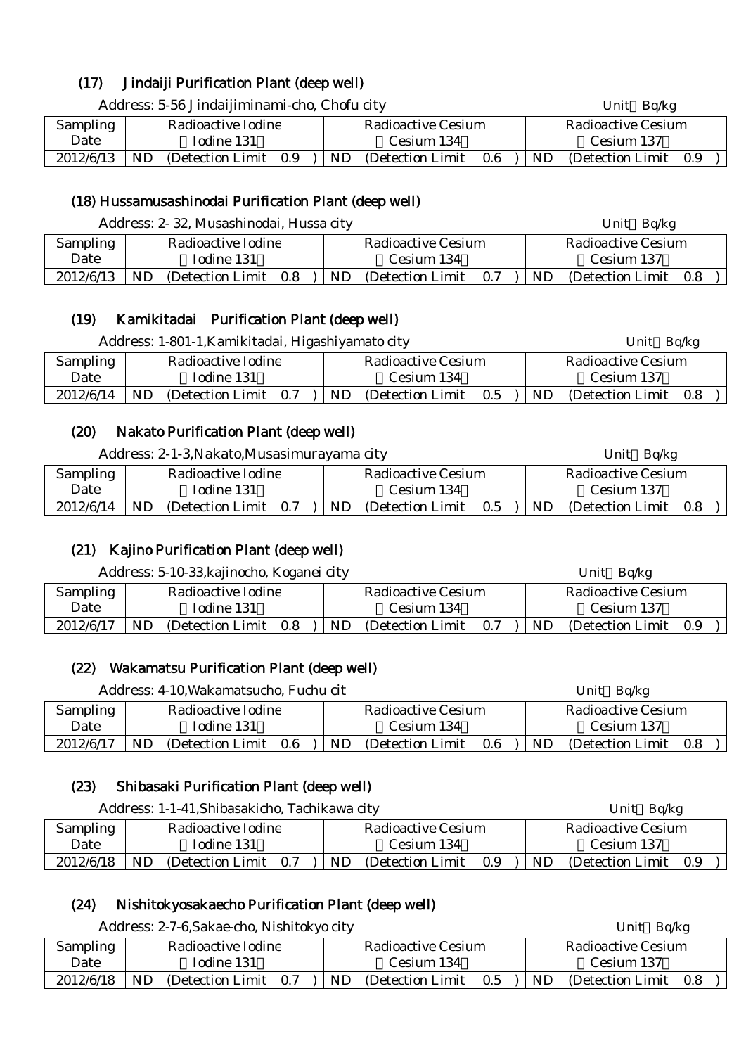### (17) Jindaiji Purification Plant (deep well)

Address: 5-56 Jindaijiminami-cho, Chofu city　　Unit：Bq/kg

| Sampling Date | Radioactive Iodine (Iodine 131) | Radioactive Cesium (Cesium 134) | Radioactive Cesium (Cesium 137) |
|---|---|---|---|
| 2012/6/13 | ND (Detection Limit 0.9 ) | ND (Detection Limit 0.6 ) | ND (Detection Limit 0.9 ) |

### (18) Hussamusashinodai Purification Plant (deep well)

Address: 2- 32, Musashinodai, Hussa city　　Unit：Bq/kg

| Sampling Date | Radioactive Iodine (Iodine 131) | Radioactive Cesium (Cesium 134) | Radioactive Cesium (Cesium 137) |
|---|---|---|---|
| 2012/6/13 | ND (Detection Limit 0.8 ) | ND (Detection Limit 0.7 ) | ND (Detection Limit 0.8 ) |

### (19) Kamikitadai Purification Plant (deep well)

Address: 1-801-1,Kamikitadai, Higashiyamato city　　Unit：Bq/kg

| Sampling Date | Radioactive Iodine (Iodine 131) | Radioactive Cesium (Cesium 134) | Radioactive Cesium (Cesium 137) |
|---|---|---|---|
| 2012/6/14 | ND (Detection Limit 0.7 ) | ND (Detection Limit 0.5 ) | ND (Detection Limit 0.8 ) |

### (20) Nakato Purification Plant (deep well)

Address: 2-1-3,Nakato,Musasimurayama city　　Unit：Bq/kg

| Sampling Date | Radioactive Iodine (Iodine 131) | Radioactive Cesium (Cesium 134) | Radioactive Cesium (Cesium 137) |
|---|---|---|---|
| 2012/6/14 | ND (Detection Limit 0.7 ) | ND (Detection Limit 0.5 ) | ND (Detection Limit 0.8 ) |

### (21) Kajino Purification Plant (deep well)

Address: 5-10-33,kajinocho, Koganei city　　Unit：Bq/kg

| Sampling Date | Radioactive Iodine (Iodine 131) | Radioactive Cesium (Cesium 134) | Radioactive Cesium (Cesium 137) |
|---|---|---|---|
| 2012/6/17 | ND (Detection Limit 0.8 ) | ND (Detection Limit 0.7 ) | ND (Detection Limit 0.9 ) |

### (22) Wakamatsu Purification Plant (deep well)

Address: 4-10,Wakamatsucho, Fuchu cit　　Unit：Bq/kg

| Sampling Date | Radioactive Iodine (Iodine 131) | Radioactive Cesium (Cesium 134) | Radioactive Cesium (Cesium 137) |
|---|---|---|---|
| 2012/6/17 | ND (Detection Limit 0.6 ) | ND (Detection Limit 0.6 ) | ND (Detection Limit 0.8 ) |

### (23) Shibasaki Purification Plant (deep well)

Address: 1-1-41,Shibasakicho, Tachikawa city　　Unit：Bq/kg

| Sampling Date | Radioactive Iodine (Iodine 131) | Radioactive Cesium (Cesium 134) | Radioactive Cesium (Cesium 137) |
|---|---|---|---|
| 2012/6/18 | ND (Detection Limit 0.7 ) | ND (Detection Limit 0.9 ) | ND (Detection Limit 0.9 ) |

### (24) Nishitokyosakaecho Purification Plant (deep well)

Address: 2-7-6,Sakae-cho, Nishitokyo city　　Unit：Bq/kg

| Sampling Date | Radioactive Iodine (Iodine 131) | Radioactive Cesium (Cesium 134) | Radioactive Cesium (Cesium 137) |
|---|---|---|---|
| 2012/6/18 | ND (Detection Limit 0.7 ) | ND (Detection Limit 0.5 ) | ND (Detection Limit 0.8 ) |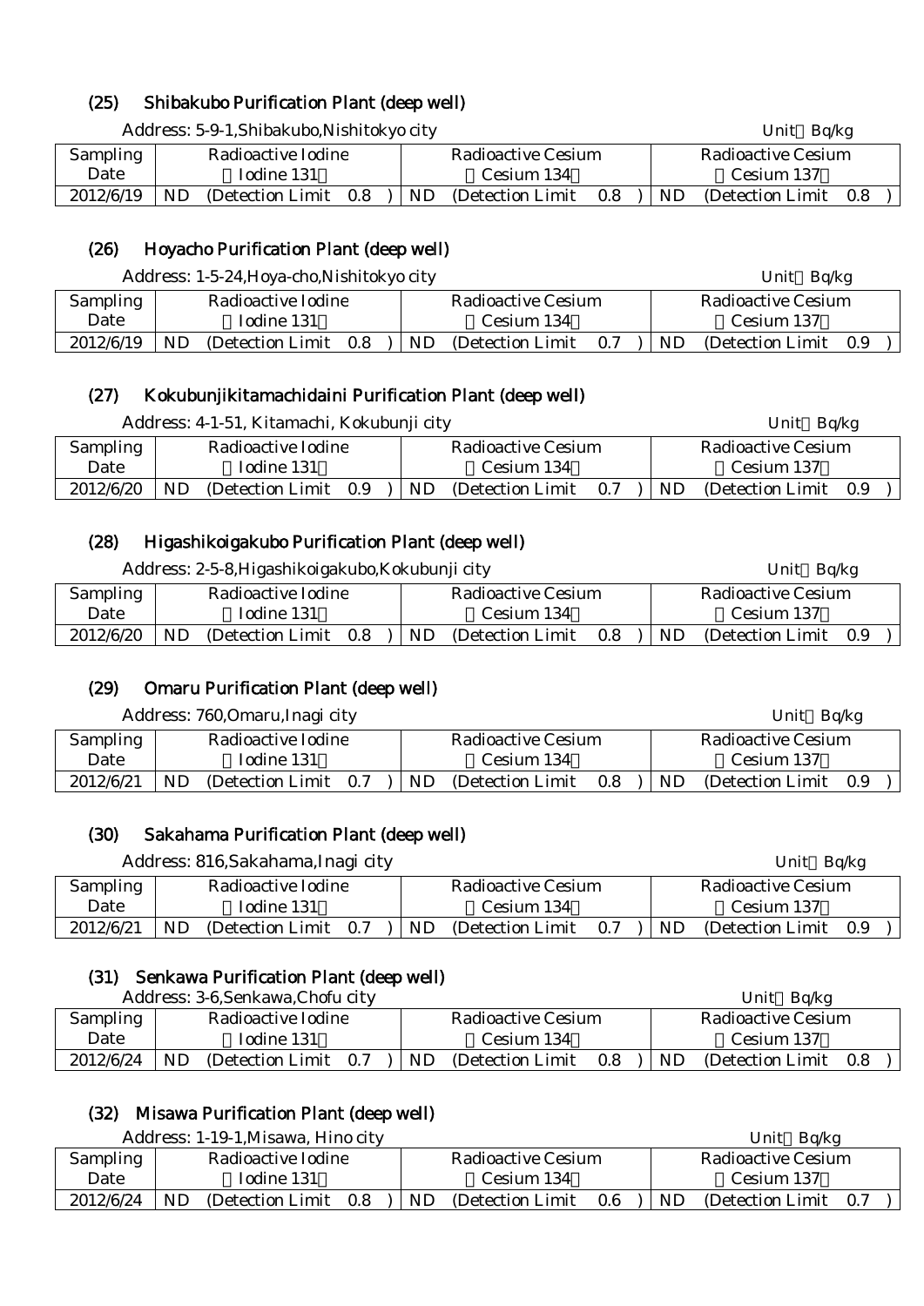## (25) Shibakubo Purification Plant (deep well)

Address: 5-9-1,Shibakubo,Nishitokyo city

Unit：Bq/kg

| Sampling Date | Radioactive Iodine （Iodine 131） | Radioactive Cesium （Cesium 134） | Radioactive Cesium （Cesium 137） |
|---|---|---|---|
| 2012/6/19 | ND (Detection Limit 0.8 ) | ND (Detection Limit 0.8 ) | ND (Detection Limit 0.8 ) |

## (26) Hoyacho Purification Plant (deep well)

Address: 1-5-24,Hoya-cho,Nishitokyo city

Unit：Bq/kg

| Sampling Date | Radioactive Iodine （Iodine 131） | Radioactive Cesium （Cesium 134） | Radioactive Cesium （Cesium 137） |
|---|---|---|---|
| 2012/6/19 | ND (Detection Limit 0.8 ) | ND (Detection Limit 0.7 ) | ND (Detection Limit 0.9 ) |

## (27) Kokubunjikitamachidaini Purification Plant (deep well)

Address: 4-1-51, Kitamachi, Kokubunji city

Unit：Bq/kg

| Sampling Date | Radioactive Iodine （Iodine 131） | Radioactive Cesium （Cesium 134） | Radioactive Cesium （Cesium 137） |
|---|---|---|---|
| 2012/6/20 | ND (Detection Limit 0.9 ) | ND (Detection Limit 0.7 ) | ND (Detection Limit 0.9 ) |

## (28) Higashikoigakubo Purification Plant (deep well)

Address: 2-5-8,Higashikoigakubo,Kokubunji city

Unit：Bq/kg

| Sampling Date | Radioactive Iodine （Iodine 131） | Radioactive Cesium （Cesium 134） | Radioactive Cesium （Cesium 137） |
|---|---|---|---|
| 2012/6/20 | ND (Detection Limit 0.8 ) | ND (Detection Limit 0.8 ) | ND (Detection Limit 0.9 ) |

## (29) Omaru Purification Plant (deep well)

Address: 760,Omaru,Inagi city

Unit：Bq/kg

| Sampling Date | Radioactive Iodine （Iodine 131） | Radioactive Cesium （Cesium 134） | Radioactive Cesium （Cesium 137） |
|---|---|---|---|
| 2012/6/21 | ND (Detection Limit 0.7 ) | ND (Detection Limit 0.8 ) | ND (Detection Limit 0.9 ) |

## (30) Sakahama Purification Plant (deep well)

Address: 816,Sakahama,Inagi city

Unit：Bq/kg

| Sampling Date | Radioactive Iodine （Iodine 131） | Radioactive Cesium （Cesium 134） | Radioactive Cesium （Cesium 137） |
|---|---|---|---|
| 2012/6/21 | ND (Detection Limit 0.7 ) | ND (Detection Limit 0.7 ) | ND (Detection Limit 0.9 ) |

## (31) Senkawa Purification Plant (deep well)

Address: 3-6,Senkawa,Chofu city

Unit：Bq/kg

| Sampling Date | Radioactive Iodine （Iodine 131） | Radioactive Cesium （Cesium 134） | Radioactive Cesium （Cesium 137） |
|---|---|---|---|
| 2012/6/24 | ND (Detection Limit 0.7 ) | ND (Detection Limit 0.8 ) | ND (Detection Limit 0.8 ) |

## (32) Misawa Purification Plant (deep well)

Address: 1-19-1,Misawa, Hino city

Unit：Bq/kg

| Sampling Date | Radioactive Iodine （Iodine 131） | Radioactive Cesium （Cesium 134） | Radioactive Cesium （Cesium 137） |
|---|---|---|---|
| 2012/6/24 | ND (Detection Limit 0.8 ) | ND (Detection Limit 0.6 ) | ND (Detection Limit 0.7 ) |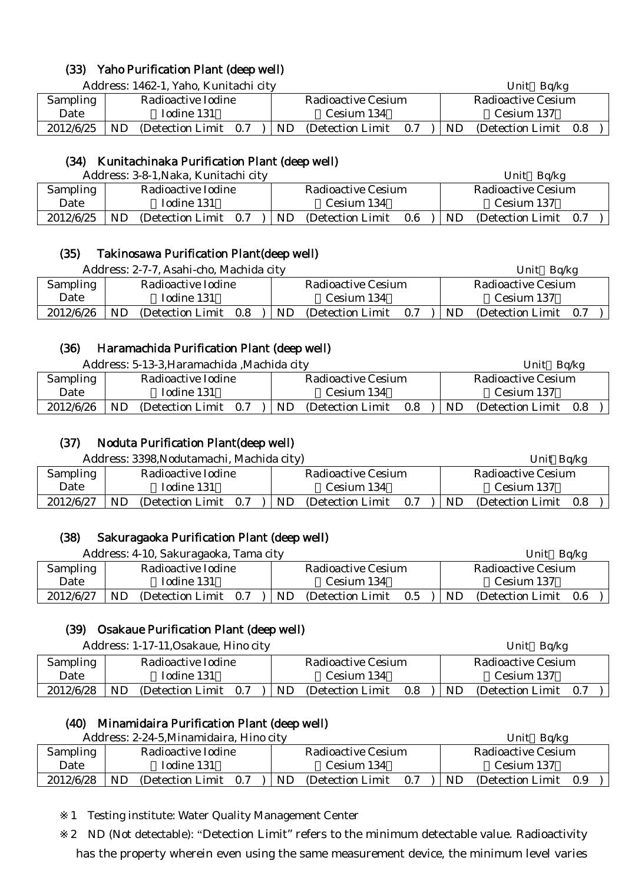### (33) Yaho Purification Plant (deep well)

Address: 1462-1, Yaho, Kunitachi city Unit：Bq/kg

| Sampling Date | Radioactive Iodine（Iodine 131） | Radioactive Cesium（Cesium 134） | Radioactive Cesium（Cesium 137） |
|---|---|---|---|
| 2012/6/25 | ND (Detection Limit 0.7 ) | ND (Detection Limit 0.7 ) | ND (Detection Limit 0.8 ) |

### (34) Kunitachinaka Purification Plant (deep well)

Address: 3-8-1,Naka, Kunitachi city Unit：Bq/kg

| Sampling Date | Radioactive Iodine（Iodine 131） | Radioactive Cesium（Cesium 134） | Radioactive Cesium（Cesium 137） |
|---|---|---|---|
| 2012/6/25 | ND (Detection Limit 0.7 ) | ND (Detection Limit 0.6 ) | ND (Detection Limit 0.7 ) |

### (35) Takinosawa Purification Plant(deep well)

Address: 2-7-7, Asahi-cho, Machida city Unit：Bq/kg

| Sampling Date | Radioactive Iodine（Iodine 131） | Radioactive Cesium（Cesium 134） | Radioactive Cesium（Cesium 137） |
|---|---|---|---|
| 2012/6/26 | ND (Detection Limit 0.8 ) | ND (Detection Limit 0.7 ) | ND (Detection Limit 0.7 ) |

### (36) Haramachida Purification Plant (deep well)

Address: 5-13-3,Haramachida ,Machida city Unit：Bq/kg

| Sampling Date | Radioactive Iodine（Iodine 131） | Radioactive Cesium（Cesium 134） | Radioactive Cesium（Cesium 137） |
|---|---|---|---|
| 2012/6/26 | ND (Detection Limit 0.7 ) | ND (Detection Limit 0.8 ) | ND (Detection Limit 0.8 ) |

### (37) Noduta Purification Plant(deep well)

Address: 3398,Nodutamachi, Machida city) Unit：Bq/kg

| Sampling Date | Radioactive Iodine（Iodine 131） | Radioactive Cesium（Cesium 134） | Radioactive Cesium（Cesium 137） |
|---|---|---|---|
| 2012/6/27 | ND (Detection Limit 0.7 ) | ND (Detection Limit 0.7 ) | ND (Detection Limit 0.8 ) |

### (38) Sakuragaoka Purification Plant (deep well)

Address: 4-10, Sakuragaoka, Tama city Unit：Bq/kg

| Sampling Date | Radioactive Iodine（Iodine 131） | Radioactive Cesium（Cesium 134） | Radioactive Cesium（Cesium 137） |
|---|---|---|---|
| 2012/6/27 | ND (Detection Limit 0.7 ) | ND (Detection Limit 0.5 ) | ND (Detection Limit 0.6 ) |

### (39) Osakaue Purification Plant (deep well)

Address: 1-17-11,Osakaue, Hino city Unit：Bq/kg

| Sampling Date | Radioactive Iodine（Iodine 131） | Radioactive Cesium（Cesium 134） | Radioactive Cesium（Cesium 137） |
|---|---|---|---|
| 2012/6/28 | ND (Detection Limit 0.7 ) | ND (Detection Limit 0.8 ) | ND (Detection Limit 0.7 ) |

### (40) Minamidaira Purification Plant (deep well)

Address: 2-24-5,Minamidaira, Hino city Unit：Bq/kg

| Sampling Date | Radioactive Iodine（Iodine 131） | Radioactive Cesium（Cesium 134） | Radioactive Cesium（Cesium 137） |
|---|---|---|---|
| 2012/6/28 | ND (Detection Limit 0.7 ) | ND (Detection Limit 0.7 ) | ND (Detection Limit 0.9 ) |

※1 Testing institute: Water Quality Management Center

※2 ND (Not detectable): "Detection Limit" refers to the minimum detectable value. Radioactivity has the property wherein even using the same measurement device, the minimum level varies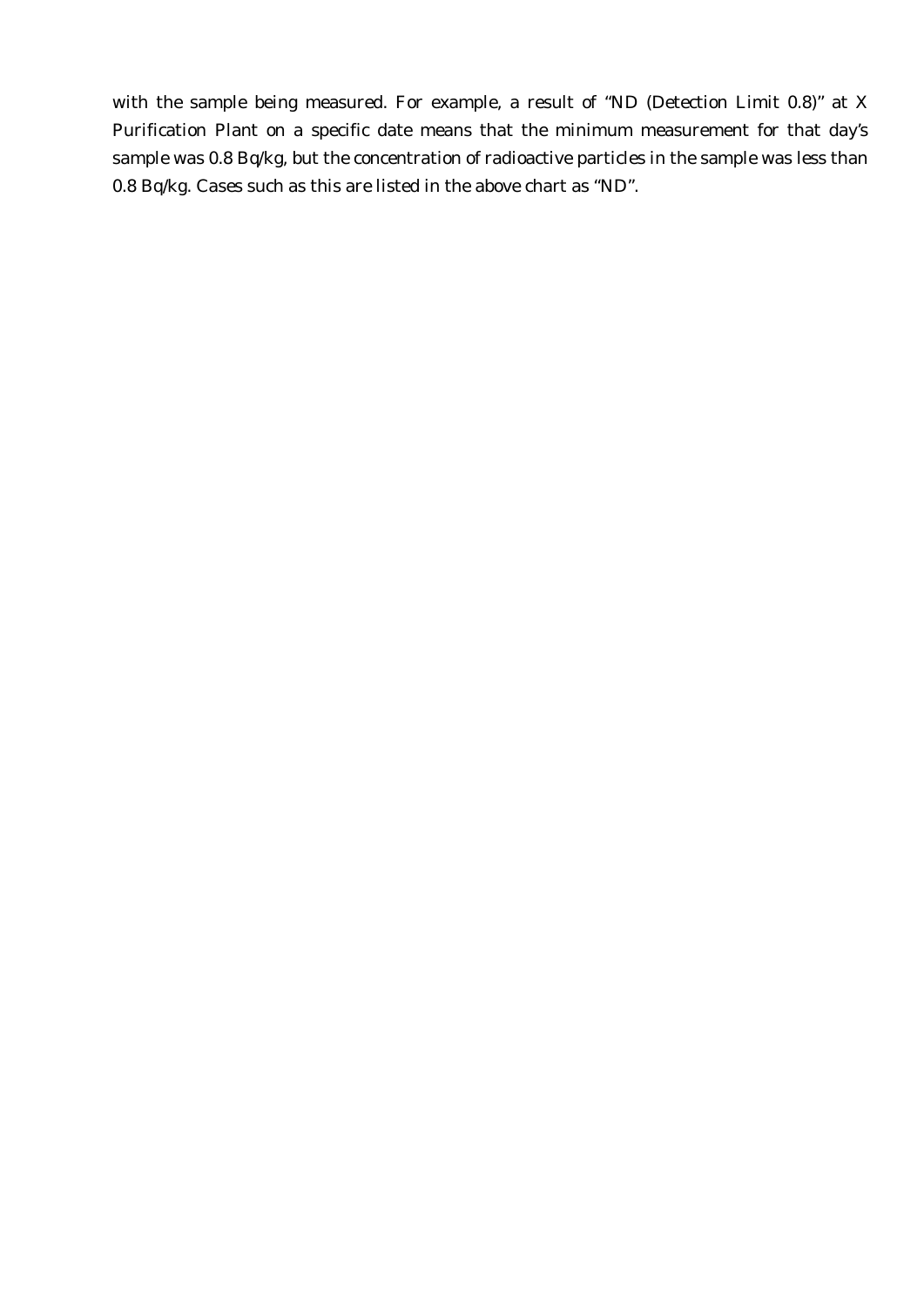with the sample being measured. For example, a result of "ND (Detection Limit 0.8)" at X Purification Plant on a specific date means that the minimum measurement for that day's sample was 0.8 Bq/kg, but the concentration of radioactive particles in the sample was less than 0.8 Bq/kg. Cases such as this are listed in the above chart as "ND".